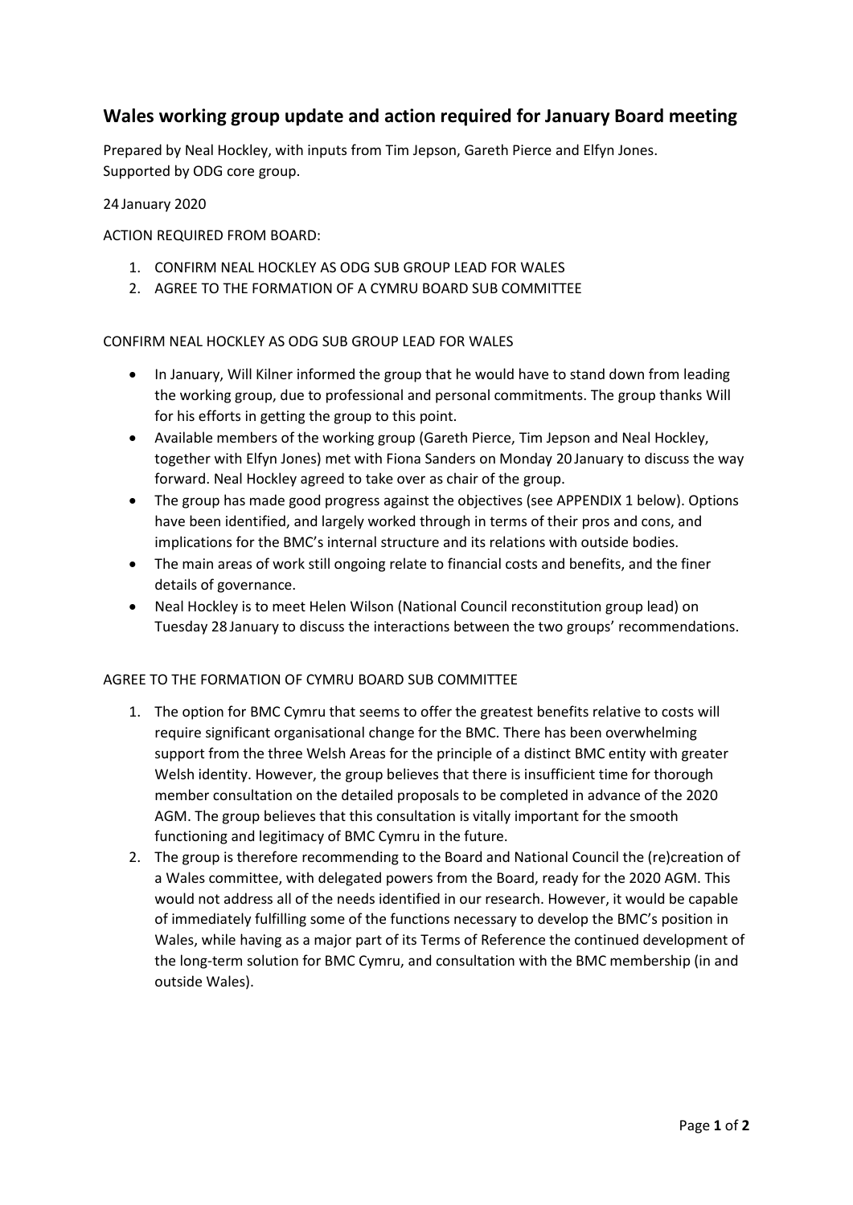# Wales working group update and action required for January Board meeting

Prepared by Neal Hockley, with inputs from Tim Jepson, Gareth Pierce and Elfyn Jones.
Supported by ODG core group.

24 January 2020

ACTION REQUIRED FROM BOARD:

1. CONFIRM NEAL HOCKLEY AS ODG SUB GROUP LEAD FOR WALES
2. AGREE TO THE FORMATION OF A CYMRU BOARD SUB COMMITTEE

CONFIRM NEAL HOCKLEY AS ODG SUB GROUP LEAD FOR WALES

- In January, Will Kilner informed the group that he would have to stand down from leading the working group, due to professional and personal commitments. The group thanks Will for his efforts in getting the group to this point.
- Available members of the working group (Gareth Pierce, Tim Jepson and Neal Hockley, together with Elfyn Jones) met with Fiona Sanders on Monday 20 January to discuss the way forward. Neal Hockley agreed to take over as chair of the group.
- The group has made good progress against the objectives (see APPENDIX 1 below). Options have been identified, and largely worked through in terms of their pros and cons, and implications for the BMC's internal structure and its relations with outside bodies.
- The main areas of work still ongoing relate to financial costs and benefits, and the finer details of governance.
- Neal Hockley is to meet Helen Wilson (National Council reconstitution group lead) on Tuesday 28 January to discuss the interactions between the two groups' recommendations.

AGREE TO THE FORMATION OF CYMRU BOARD SUB COMMITTEE

1. The option for BMC Cymru that seems to offer the greatest benefits relative to costs will require significant organisational change for the BMC. There has been overwhelming support from the three Welsh Areas for the principle of a distinct BMC entity with greater Welsh identity. However, the group believes that there is insufficient time for thorough member consultation on the detailed proposals to be completed in advance of the 2020 AGM. The group believes that this consultation is vitally important for the smooth functioning and legitimacy of BMC Cymru in the future.
2. The group is therefore recommending to the Board and National Council the (re)creation of a Wales committee, with delegated powers from the Board, ready for the 2020 AGM. This would not address all of the needs identified in our research. However, it would be capable of immediately fulfilling some of the functions necessary to develop the BMC's position in Wales, while having as a major part of its Terms of Reference the continued development of the long-term solution for BMC Cymru, and consultation with the BMC membership (in and outside Wales).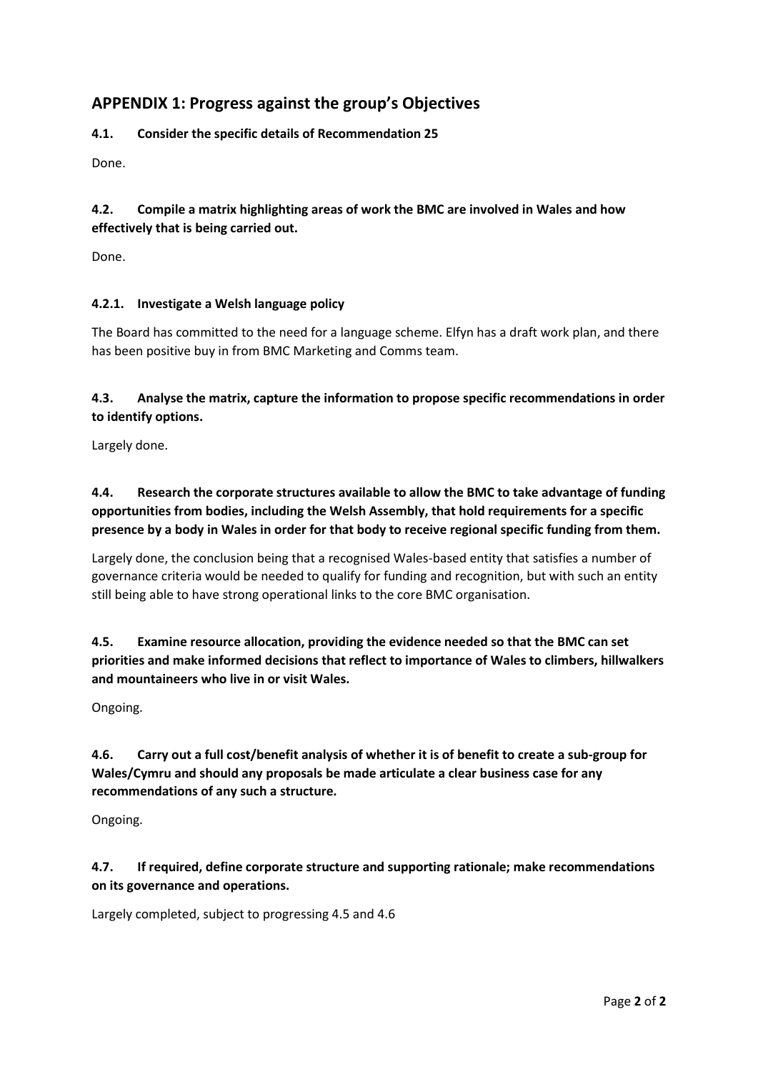## APPENDIX 1: Progress against the group's Objectives

### 4.1. Consider the specific details of Recommendation 25

Done.

### 4.2. Compile a matrix highlighting areas of work the BMC are involved in Wales and how effectively that is being carried out.

Done.

#### 4.2.1. Investigate a Welsh language policy

The Board has committed to the need for a language scheme. Elfyn has a draft work plan, and there has been positive buy in from BMC Marketing and Comms team.

### 4.3. Analyse the matrix, capture the information to propose specific recommendations in order to identify options.

Largely done.

### 4.4. Research the corporate structures available to allow the BMC to take advantage of funding opportunities from bodies, including the Welsh Assembly, that hold requirements for a specific presence by a body in Wales in order for that body to receive regional specific funding from them.

Largely done, the conclusion being that a recognised Wales-based entity that satisfies a number of governance criteria would be needed to qualify for funding and recognition, but with such an entity still being able to have strong operational links to the core BMC organisation.

### 4.5. Examine resource allocation, providing the evidence needed so that the BMC can set priorities and make informed decisions that reflect to importance of Wales to climbers, hillwalkers and mountaineers who live in or visit Wales.

Ongoing.

### 4.6. Carry out a full cost/benefit analysis of whether it is of benefit to create a sub-group for Wales/Cymru and should any proposals be made articulate a clear business case for any recommendations of any such a structure.

Ongoing.

### 4.7. If required, define corporate structure and supporting rationale; make recommendations on its governance and operations.

Largely completed, subject to progressing 4.5 and 4.6